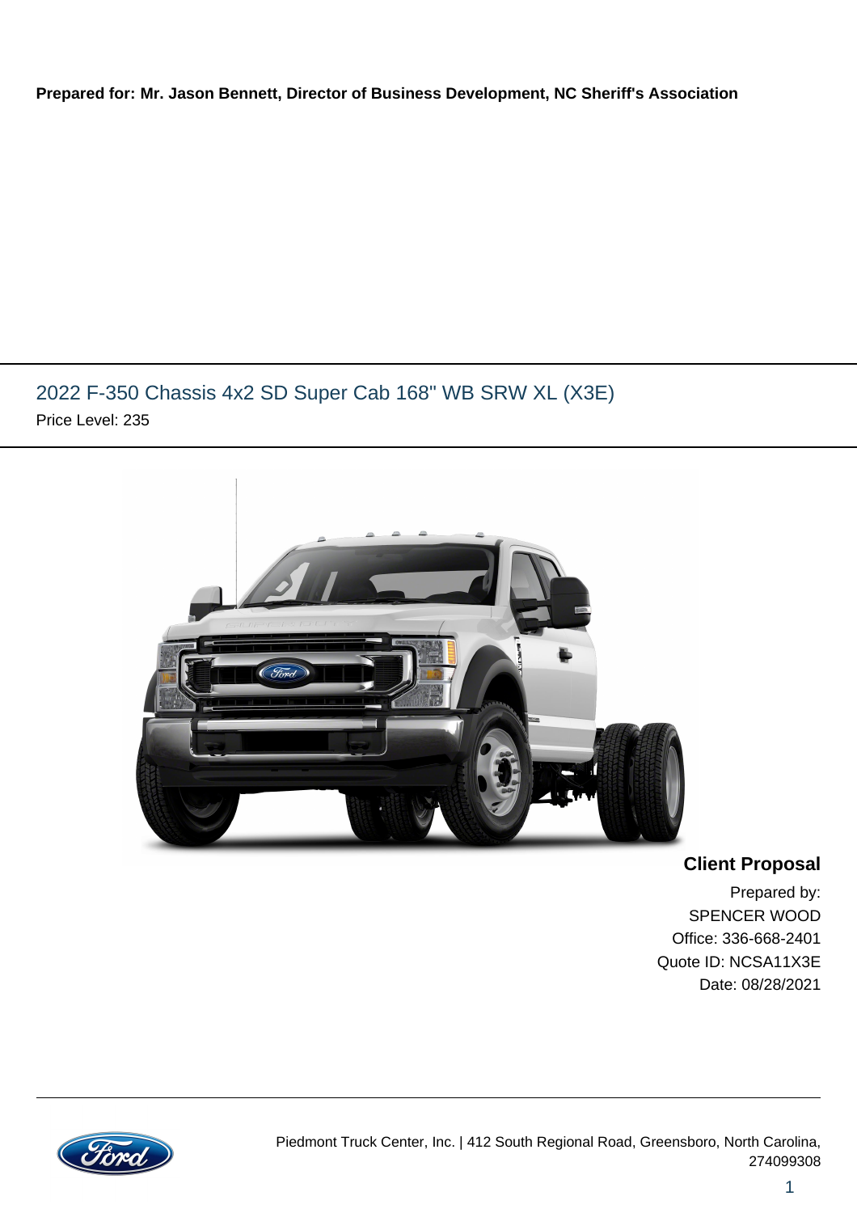**Prepared for: Mr. Jason Bennett, Director of Business Development, NC Sheriff's Association**

## 2022 F-350 Chassis 4x2 SD Super Cab 168" WB SRW XL (X3E)

Price Level: 235

**Client Proposal**

Prepared by:
SPENCER WOOD
Office: 336-668-2401
Quote ID: NCSA11X3E
Date: 08/28/2021

Piedmont Truck Center, Inc. | 412 South Regional Road, Greensboro, North Carolina, 274099308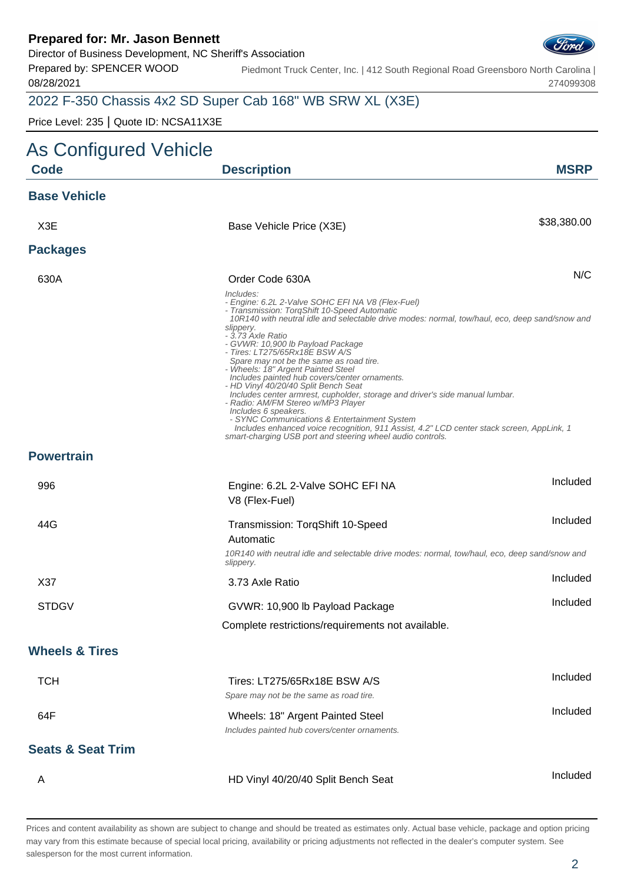**Prepared for: Mr. Jason Bennett**
Director of Business Development, NC Sheriff's Association
Prepared by: SPENCER WOOD
08/28/2021

Piedmont Truck Center, Inc. | 412 South Regional Road Greensboro North Carolina | 274099308

## 2022 F-350 Chassis 4x2 SD Super Cab 168" WB SRW XL (X3E)

Price Level: 235 | Quote ID: NCSA11X3E

# As Configured Vehicle

| Code | Description | MSRP |
|---|---|---|
| **Base Vehicle** | | |
| X3E | Base Vehicle Price (X3E) | $38,380.00 |
| **Packages** | | |
| 630A | Order Code 630A<br>*Includes:*<br>*- Engine: 6.2L 2-Valve SOHC EFI NA V8 (Flex-Fuel)*<br>*- Transmission: TorqShift 10-Speed Automatic*<br>*10R140 with neutral idle and selectable drive modes: normal, tow/haul, eco, deep sand/snow and slippery.*<br>*- 3.73 Axle Ratio*<br>*- GVWR: 10,900 lb Payload Package*<br>*- Tires: LT275/65Rx18E BSW A/S*<br>*Spare may not be the same as road tire.*<br>*- Wheels: 18" Argent Painted Steel*<br>*Includes painted hub covers/center ornaments.*<br>*- HD Vinyl 40/20/40 Split Bench Seat*<br>*Includes center armrest, cupholder, storage and driver's side manual lumbar.*<br>*- Radio: AM/FM Stereo w/MP3 Player*<br>*Includes 6 speakers.*<br>*- SYNC Communications & Entertainment System*<br>*Includes enhanced voice recognition, 911 Assist, 4.2" LCD center stack screen, AppLink, 1 smart-charging USB port and steering wheel audio controls.* | N/C |
| **Powertrain** | | |
| 996 | Engine: 6.2L 2-Valve SOHC EFI NA V8 (Flex-Fuel) | Included |
| 44G | Transmission: TorqShift 10-Speed Automatic<br>*10R140 with neutral idle and selectable drive modes: normal, tow/haul, eco, deep sand/snow and slippery.* | Included |
| X37 | 3.73 Axle Ratio | Included |
| STDGV | GVWR: 10,900 lb Payload Package<br>Complete restrictions/requirements not available. | Included |
| **Wheels & Tires** | | |
| TCH | Tires: LT275/65Rx18E BSW A/S<br>*Spare may not be the same as road tire.* | Included |
| 64F | Wheels: 18" Argent Painted Steel<br>*Includes painted hub covers/center ornaments.* | Included |
| **Seats & Seat Trim** | | |
| A | HD Vinyl 40/20/40 Split Bench Seat | Included |

Prices and content availability as shown are subject to change and should be treated as estimates only. Actual base vehicle, package and option pricing may vary from this estimate because of special local pricing, availability or pricing adjustments not reflected in the dealer's computer system. See salesperson for the most current information.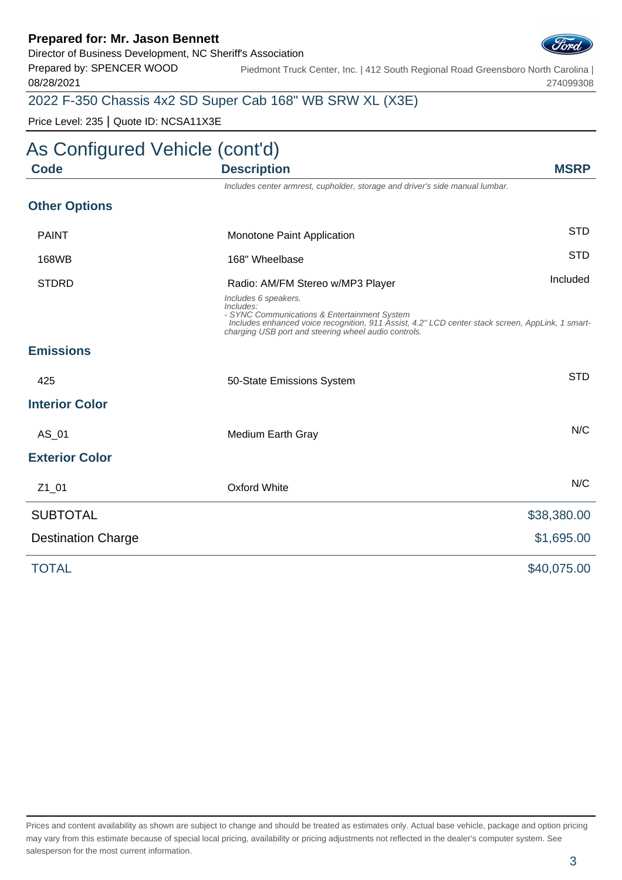**Prepared for: Mr. Jason Bennett**
Director of Business Development, NC Sheriff's Association
Prepared by: SPENCER WOOD
08/28/2021

Piedmont Truck Center, Inc. | 412 South Regional Road Greensboro North Carolina | 274099308

2022 F-350 Chassis 4x2 SD Super Cab 168" WB SRW XL (X3E)

Price Level: 235 | Quote ID: NCSA11X3E

# As Configured Vehicle (cont'd)

| Code | Description | MSRP |
|---|---|---|
| | *Includes center armrest, cupholder, storage and driver's side manual lumbar.* | |
| **Other Options** | | |
| PAINT | Monotone Paint Application | STD |
| 168WB | 168" Wheelbase | STD |
| STDRD | Radio: AM/FM Stereo w/MP3 Player<br>*Includes 6 speakers.*<br>*Includes:*<br>*- SYNC Communications & Entertainment System*<br>*Includes enhanced voice recognition, 911 Assist, 4.2" LCD center stack screen, AppLink, 1 smart-charging USB port and steering wheel audio controls.* | Included |
| **Emissions** | | |
| 425 | 50-State Emissions System | STD |
| **Interior Color** | | |
| AS_01 | Medium Earth Gray | N/C |
| **Exterior Color** | | |
| Z1_01 | Oxford White | N/C |
| SUBTOTAL | | $38,380.00 |
| Destination Charge | | $1,695.00 |
| TOTAL | | $40,075.00 |

Prices and content availability as shown are subject to change and should be treated as estimates only. Actual base vehicle, package and option pricing may vary from this estimate because of special local pricing, availability or pricing adjustments not reflected in the dealer's computer system. See salesperson for the most current information.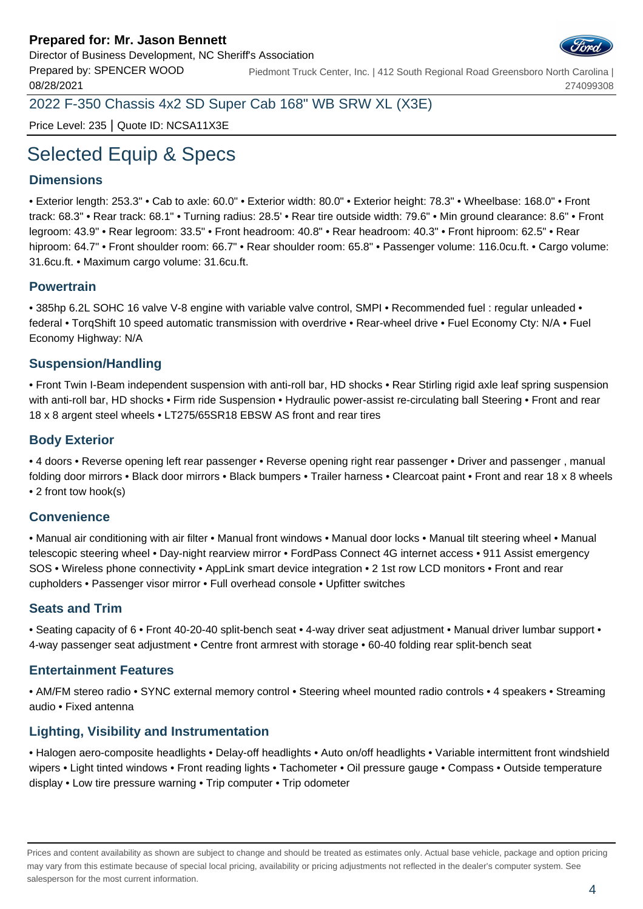**Prepared for: Mr. Jason Bennett**
Director of Business Development, NC Sheriff's Association
Prepared by: SPENCER WOOD
08/28/2021

Piedmont Truck Center, Inc. | 412 South Regional Road Greensboro North Carolina | 274099308

2022 F-350 Chassis 4x2 SD Super Cab 168" WB SRW XL (X3E)

Price Level: 235 | Quote ID: NCSA11X3E

# Selected Equip & Specs

## Dimensions

• Exterior length: 253.3" • Cab to axle: 60.0" • Exterior width: 80.0" • Exterior height: 78.3" • Wheelbase: 168.0" • Front track: 68.3" • Rear track: 68.1" • Turning radius: 28.5' • Rear tire outside width: 79.6" • Min ground clearance: 8.6" • Front legroom: 43.9" • Rear legroom: 33.5" • Front headroom: 40.8" • Rear headroom: 40.3" • Front hiproom: 62.5" • Rear hiproom: 64.7" • Front shoulder room: 66.7" • Rear shoulder room: 65.8" • Passenger volume: 116.0cu.ft. • Cargo volume: 31.6cu.ft. • Maximum cargo volume: 31.6cu.ft.

## Powertrain

• 385hp 6.2L SOHC 16 valve V-8 engine with variable valve control, SMPI • Recommended fuel : regular unleaded • federal • TorqShift 10 speed automatic transmission with overdrive • Rear-wheel drive • Fuel Economy Cty: N/A • Fuel Economy Highway: N/A

## Suspension/Handling

• Front Twin I-Beam independent suspension with anti-roll bar, HD shocks • Rear Stirling rigid axle leaf spring suspension with anti-roll bar, HD shocks • Firm ride Suspension • Hydraulic power-assist re-circulating ball Steering • Front and rear 18 x 8 argent steel wheels • LT275/65SR18 EBSW AS front and rear tires

## Body Exterior

• 4 doors • Reverse opening left rear passenger • Reverse opening right rear passenger • Driver and passenger , manual folding door mirrors • Black door mirrors • Black bumpers • Trailer harness • Clearcoat paint • Front and rear 18 x 8 wheels • 2 front tow hook(s)

## Convenience

• Manual air conditioning with air filter • Manual front windows • Manual door locks • Manual tilt steering wheel • Manual telescopic steering wheel • Day-night rearview mirror • FordPass Connect 4G internet access • 911 Assist emergency SOS • Wireless phone connectivity • AppLink smart device integration • 2 1st row LCD monitors • Front and rear cupholders • Passenger visor mirror • Full overhead console • Upfitter switches

## Seats and Trim

• Seating capacity of 6 • Front 40-20-40 split-bench seat • 4-way driver seat adjustment • Manual driver lumbar support • 4-way passenger seat adjustment • Centre front armrest with storage • 60-40 folding rear split-bench seat

## Entertainment Features

• AM/FM stereo radio • SYNC external memory control • Steering wheel mounted radio controls • 4 speakers • Streaming audio • Fixed antenna

## Lighting, Visibility and Instrumentation

• Halogen aero-composite headlights • Delay-off headlights • Auto on/off headlights • Variable intermittent front windshield wipers • Light tinted windows • Front reading lights • Tachometer • Oil pressure gauge • Compass • Outside temperature display • Low tire pressure warning • Trip computer • Trip odometer

Prices and content availability as shown are subject to change and should be treated as estimates only. Actual base vehicle, package and option pricing may vary from this estimate because of special local pricing, availability or pricing adjustments not reflected in the dealer's computer system. See salesperson for the most current information.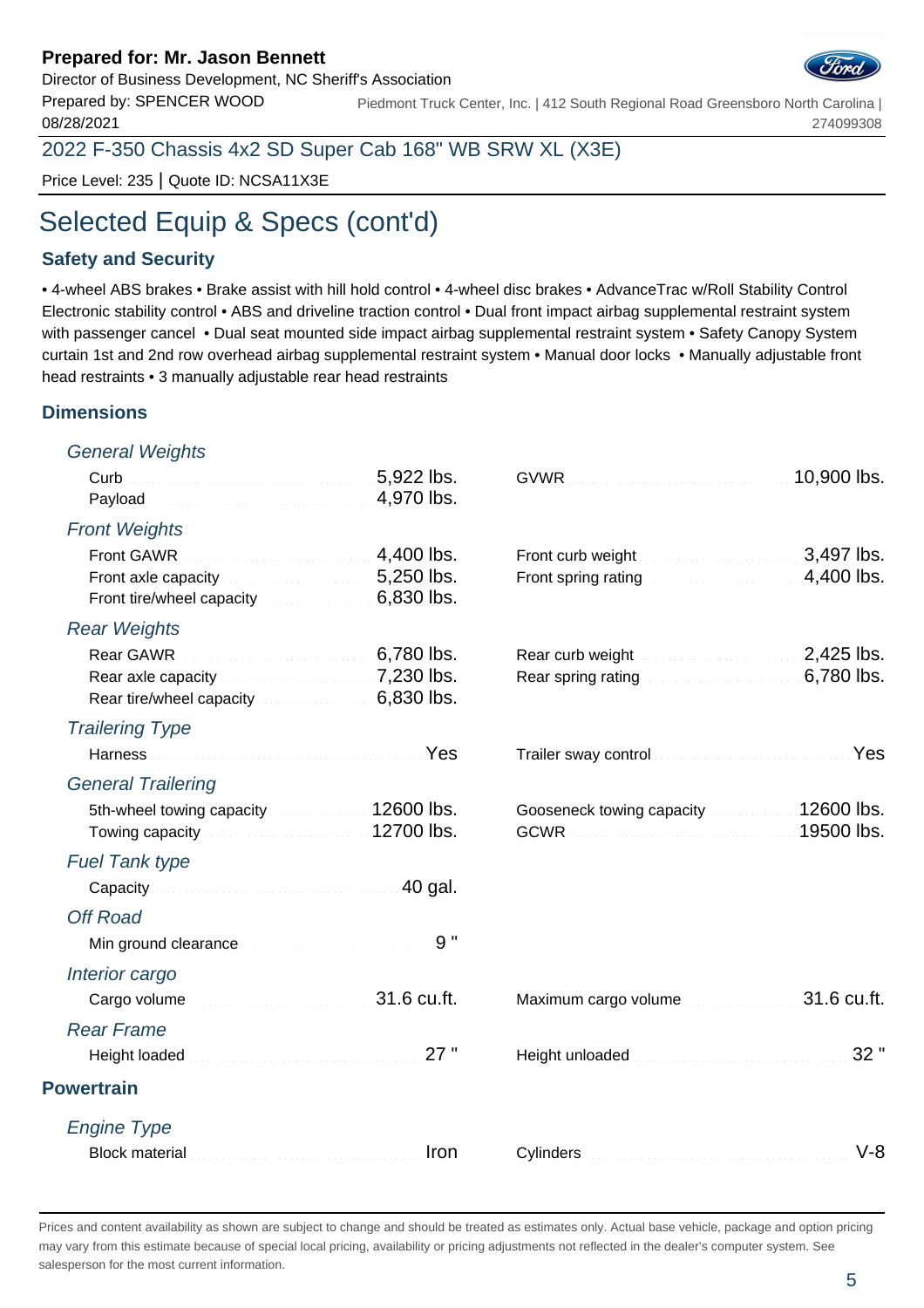**Prepared for: Mr. Jason Bennett**
Director of Business Development, NC Sheriff's Association
Prepared by: SPENCER WOOD
08/28/2021

Piedmont Truck Center, Inc. | 412 South Regional Road Greensboro North Carolina | 274099308

2022 F-350 Chassis 4x2 SD Super Cab 168" WB SRW XL (X3E)

Price Level: 235 | Quote ID: NCSA11X3E

# Selected Equip & Specs (cont'd)

## Safety and Security

• 4-wheel ABS brakes • Brake assist with hill hold control • 4-wheel disc brakes • AdvanceTrac w/Roll Stability Control Electronic stability control • ABS and driveline traction control • Dual front impact airbag supplemental restraint system with passenger cancel • Dual seat mounted side impact airbag supplemental restraint system • Safety Canopy System curtain 1st and 2nd row overhead airbag supplemental restraint system • Manual door locks • Manually adjustable front head restraints • 3 manually adjustable rear head restraints

## Dimensions

### *General Weights*

| | | | |
|---|---|---|---|
| Curb | 5,922 lbs. | GVWR | 10,900 lbs. |
| Payload | 4,970 lbs. | | |

### *Front Weights*

| | | | |
|---|---|---|---|
| Front GAWR | 4,400 lbs. | Front curb weight | 3,497 lbs. |
| Front axle capacity | 5,250 lbs. | Front spring rating | 4,400 lbs. |
| Front tire/wheel capacity | 6,830 lbs. | | |

### *Rear Weights*

| | | | |
|---|---|---|---|
| Rear GAWR | 6,780 lbs. | Rear curb weight | 2,425 lbs. |
| Rear axle capacity | 7,230 lbs. | Rear spring rating | 6,780 lbs. |
| Rear tire/wheel capacity | 6,830 lbs. | | |

### *Trailering Type*

| | | | |
|---|---|---|---|
| Harness | Yes | Trailer sway control | Yes |

### *General Trailering*

| | | | |
|---|---|---|---|
| 5th-wheel towing capacity | 12600 lbs. | Gooseneck towing capacity | 12600 lbs. |
| Towing capacity | 12700 lbs. | GCWR | 19500 lbs. |

### *Fuel Tank type*

| | |
|---|---|
| Capacity | 40 gal. |

### *Off Road*

| | |
|---|---|
| Min ground clearance | 9 " |

### *Interior cargo*

| | | | |
|---|---|---|---|
| Cargo volume | 31.6 cu.ft. | Maximum cargo volume | 31.6 cu.ft. |

### *Rear Frame*

| | | | |
|---|---|---|---|
| Height loaded | 27 " | Height unloaded | 32 " |

## Powertrain

### *Engine Type*

| | | | |
|---|---|---|---|
| Block material | Iron | Cylinders | V-8 |

Prices and content availability as shown are subject to change and should be treated as estimates only. Actual base vehicle, package and option pricing may vary from this estimate because of special local pricing, availability or pricing adjustments not reflected in the dealer's computer system. See salesperson for the most current information.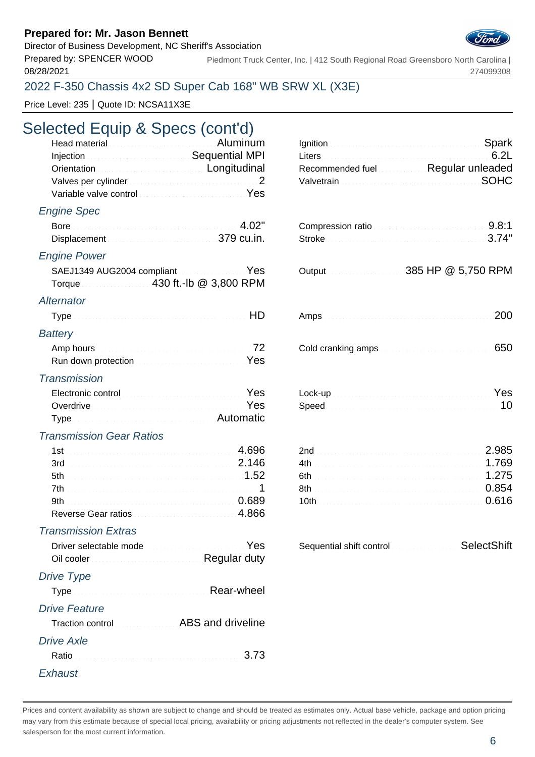**Prepared for: Mr. Jason Bennett**
Director of Business Development, NC Sheriff's Association
Prepared by: SPENCER WOOD
08/28/2021

Piedmont Truck Center, Inc. | 412 South Regional Road Greensboro North Carolina | 274099308

## 2022 F-350 Chassis 4x2 SD Super Cab 168" WB SRW XL (X3E)

Price Level: 235 | Quote ID: NCSA11X3E

# Selected Equip & Specs (cont'd)

| | | | |
|---|---|---|---|
| Head material | Aluminum | Ignition | Spark |
| Injection | Sequential MPI | Liters | 6.2L |
| Orientation | Longitudinal | Recommended fuel | Regular unleaded |
| Valves per cylinder | 2 | Valvetrain | SOHC |
| Variable valve control | Yes | | |

### *Engine Spec*

| | | | |
|---|---|---|---|
| Bore | 4.02" | Compression ratio | 9.8:1 |
| Displacement | 379 cu.in. | Stroke | 3.74" |

### *Engine Power*

| | | | |
|---|---|---|---|
| SAEJ1349 AUG2004 compliant | Yes | Output | 385 HP @ 5,750 RPM |
| Torque | 430 ft.-lb @ 3,800 RPM | | |

### *Alternator*

| | | | |
|---|---|---|---|
| Type | HD | Amps | 200 |

### *Battery*

| | | | |
|---|---|---|---|
| Amp hours | 72 | Cold cranking amps | 650 |
| Run down protection | Yes | | |

### *Transmission*

| | | | |
|---|---|---|---|
| Electronic control | Yes | Lock-up | Yes |
| Overdrive | Yes | Speed | 10 |
| Type | Automatic | | |

### *Transmission Gear Ratios*

| | | | |
|---|---|---|---|
| 1st | 4.696 | 2nd | 2.985 |
| 3rd | 2.146 | 4th | 1.769 |
| 5th | 1.52 | 6th | 1.275 |
| 7th | 1 | 8th | 0.854 |
| 9th | 0.689 | 10th | 0.616 |
| Reverse Gear ratios | 4.866 | | |

### *Transmission Extras*

| | | | |
|---|---|---|---|
| Driver selectable mode | Yes | Sequential shift control | SelectShift |
| Oil cooler | Regular duty | | |

### *Drive Type*

| | |
|---|---|
| Type | Rear-wheel |

### *Drive Feature*

| | |
|---|---|
| Traction control | ABS and driveline |

### *Drive Axle*

| | |
|---|---|
| Ratio | 3.73 |

### *Exhaust*

Prices and content availability as shown are subject to change and should be treated as estimates only. Actual base vehicle, package and option pricing may vary from this estimate because of special local pricing, availability or pricing adjustments not reflected in the dealer's computer system. See salesperson for the most current information.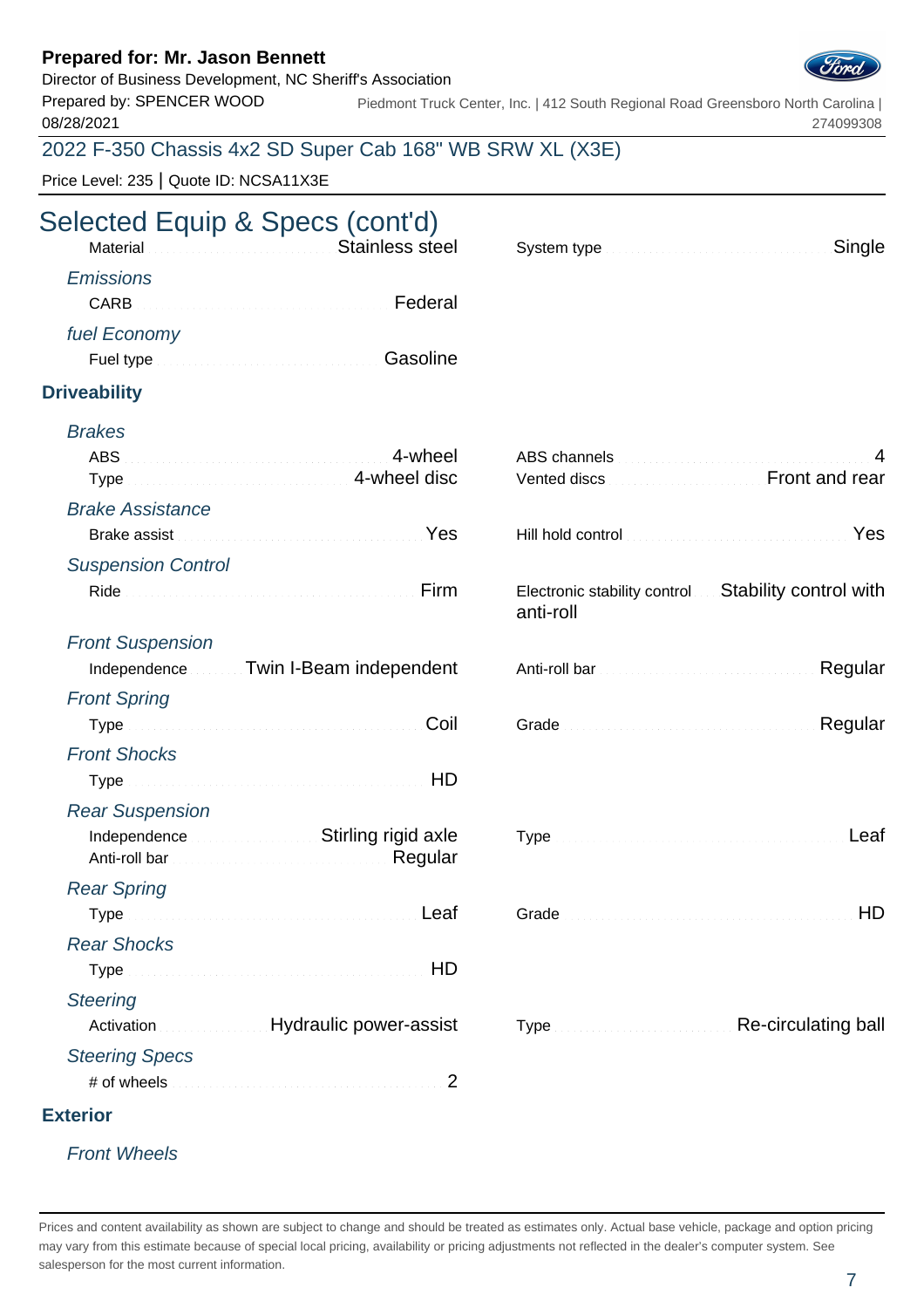**Prepared for: Mr. Jason Bennett**
Director of Business Development, NC Sheriff's Association
Prepared by: SPENCER WOOD
08/28/2021

Piedmont Truck Center, Inc. | 412 South Regional Road Greensboro North Carolina | 274099308

2022 F-350 Chassis 4x2 SD Super Cab 168" WB SRW XL (X3E)

Price Level: 235 | Quote ID: NCSA11X3E

# Selected Equip & Specs (cont'd)

Material: Stainless steel

System type: Single

*Emissions*

CARB: Federal

*fuel Economy*

Fuel type: Gasoline

## Driveability

*Brakes*

ABS: 4-wheel
Type: 4-wheel disc
ABS channels: 4
Vented discs: Front and rear

*Brake Assistance*

Brake assist: Yes
Hill hold control: Yes

*Suspension Control*

Ride: Firm
Electronic stability control: Stability control with anti-roll

*Front Suspension*

Independence: Twin I-Beam independent
Anti-roll bar: Regular

*Front Spring*

Type: Coil
Grade: Regular

*Front Shocks*

Type: HD

*Rear Suspension*

Independence: Stirling rigid axle
Anti-roll bar: Regular
Type: Leaf

*Rear Spring*

Type: Leaf
Grade: HD

*Rear Shocks*

Type: HD

*Steering*

Activation: Hydraulic power-assist
Type: Re-circulating ball

*Steering Specs*

# of wheels: 2

## Exterior

*Front Wheels*

Prices and content availability as shown are subject to change and should be treated as estimates only. Actual base vehicle, package and option pricing may vary from this estimate because of special local pricing, availability or pricing adjustments not reflected in the dealer's computer system. See salesperson for the most current information.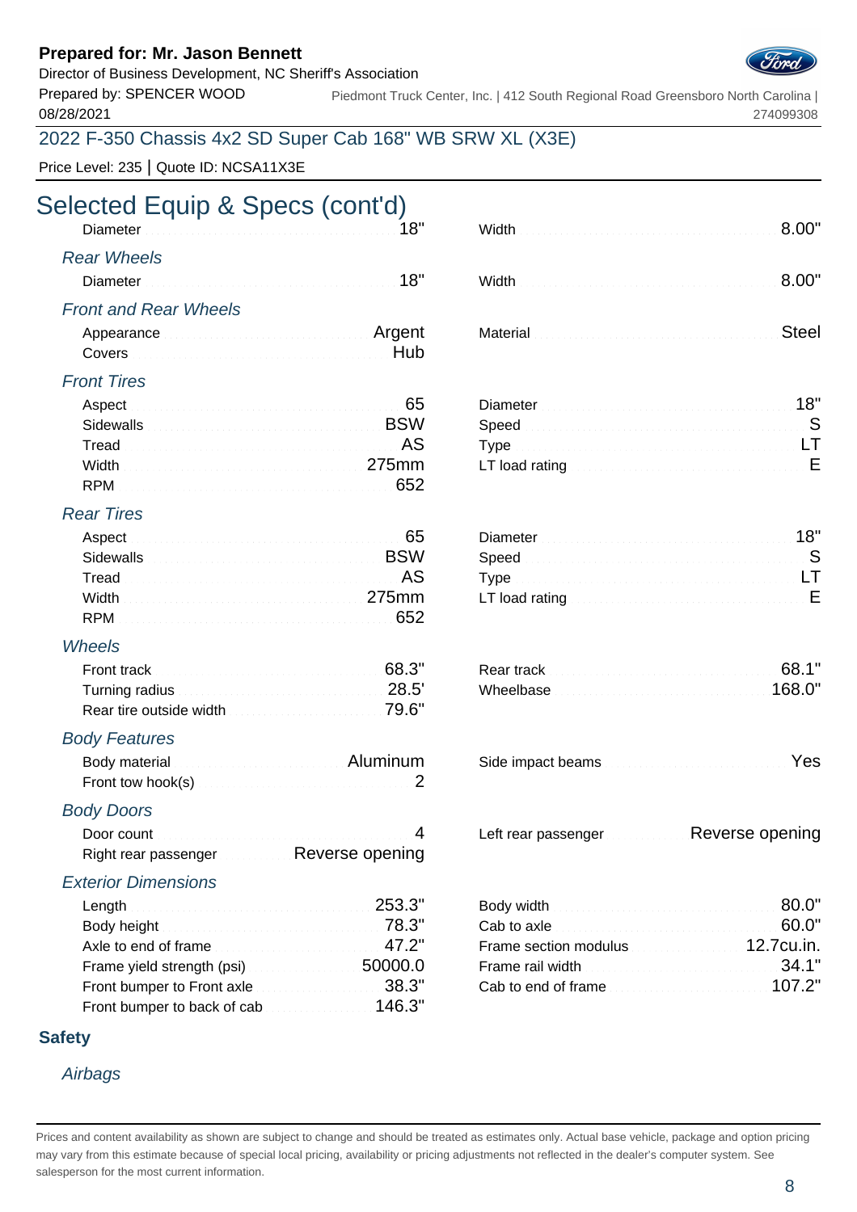## Selected Equip & Specs (cont'd)

| | | | |
|---|---|---|---|
| Diameter | 18" | Width | 8.00" |

### *Rear Wheels*

| | | | |
|---|---|---|---|
| Diameter | 18" | Width | 8.00" |

### *Front and Rear Wheels*

| | | | |
|---|---|---|---|
| Appearance | Argent | Material | Steel |
| Covers | Hub | | |

### *Front Tires*

| | | | |
|---|---|---|---|
| Aspect | 65 | Diameter | 18" |
| Sidewalls | BSW | Speed | S |
| Tread | AS | Type | LT |
| Width | 275mm | LT load rating | E |
| RPM | 652 | | |

### *Rear Tires*

| | | | |
|---|---|---|---|
| Aspect | 65 | Diameter | 18" |
| Sidewalls | BSW | Speed | S |
| Tread | AS | Type | LT |
| Width | 275mm | LT load rating | E |
| RPM | 652 | | |

### *Wheels*

| | | | |
|---|---|---|---|
| Front track | 68.3" | Rear track | 68.1" |
| Turning radius | 28.5' | Wheelbase | 168.0" |
| Rear tire outside width | 79.6" | | |

### *Body Features*

| | | | |
|---|---|---|---|
| Body material | Aluminum | Side impact beams | Yes |
| Front tow hook(s) | 2 | | |

### *Body Doors*

| | | | |
|---|---|---|---|
| Door count | 4 | Left rear passenger | Reverse opening |
| Right rear passenger | Reverse opening | | |

### *Exterior Dimensions*

| | | | |
|---|---|---|---|
| Length | 253.3" | Body width | 80.0" |
| Body height | 78.3" | Cab to axle | 60.0" |
| Axle to end of frame | 47.2" | Frame section modulus | 12.7cu.in. |
| Frame yield strength (psi) | 50000.0 | Frame rail width | 34.1" |
| Front bumper to Front axle | 38.3" | Cab to end of frame | 107.2" |
| Front bumper to back of cab | 146.3" | | |

## Safety

### *Airbags*

Prices and content availability as shown are subject to change and should be treated as estimates only. Actual base vehicle, package and option pricing may vary from this estimate because of special local pricing, availability or pricing adjustments not reflected in the dealer's computer system. See salesperson for the most current information.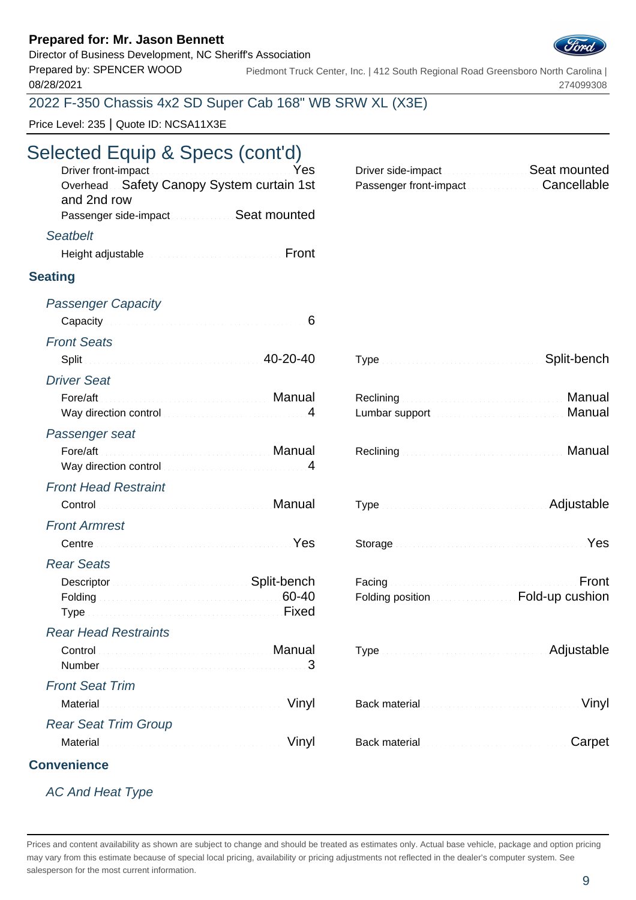**Prepared for: Mr. Jason Bennett**
Director of Business Development, NC Sheriff's Association
Prepared by: SPENCER WOOD
08/28/2021

Piedmont Truck Center, Inc. | 412 South Regional Road Greensboro North Carolina | 274099308

2022 F-350 Chassis 4x2 SD Super Cab 168" WB SRW XL (X3E)

Price Level: 235 | Quote ID: NCSA11X3E

# Selected Equip & Specs (cont'd)

- Driver front-impact: Yes
- Driver side-impact: Seat mounted
- Overhead: Safety Canopy System curtain 1st and 2nd row
- Passenger front-impact: Cancellable
- Passenger side-impact: Seat mounted

*Seatbelt*

- Height adjustable: Front

## Seating

*Passenger Capacity*

- Capacity: 6

*Front Seats*

- Split: 40-20-40
- Type: Split-bench

*Driver Seat*

- Fore/aft: Manual
- Reclining: Manual
- Way direction control: 4
- Lumbar support: Manual

*Passenger seat*

- Fore/aft: Manual
- Reclining: Manual
- Way direction control: 4

*Front Head Restraint*

- Control: Manual
- Type: Adjustable

*Front Armrest*

- Centre: Yes
- Storage: Yes

*Rear Seats*

- Descriptor: Split-bench
- Facing: Front
- Folding: 60-40
- Folding position: Fold-up cushion
- Type: Fixed

*Rear Head Restraints*

- Control: Manual
- Type: Adjustable
- Number: 3

*Front Seat Trim*

- Material: Vinyl
- Back material: Vinyl

*Rear Seat Trim Group*

- Material: Vinyl
- Back material: Carpet

## Convenience

*AC And Heat Type*

Prices and content availability as shown are subject to change and should be treated as estimates only. Actual base vehicle, package and option pricing may vary from this estimate because of special local pricing, availability or pricing adjustments not reflected in the dealer's computer system. See salesperson for the most current information.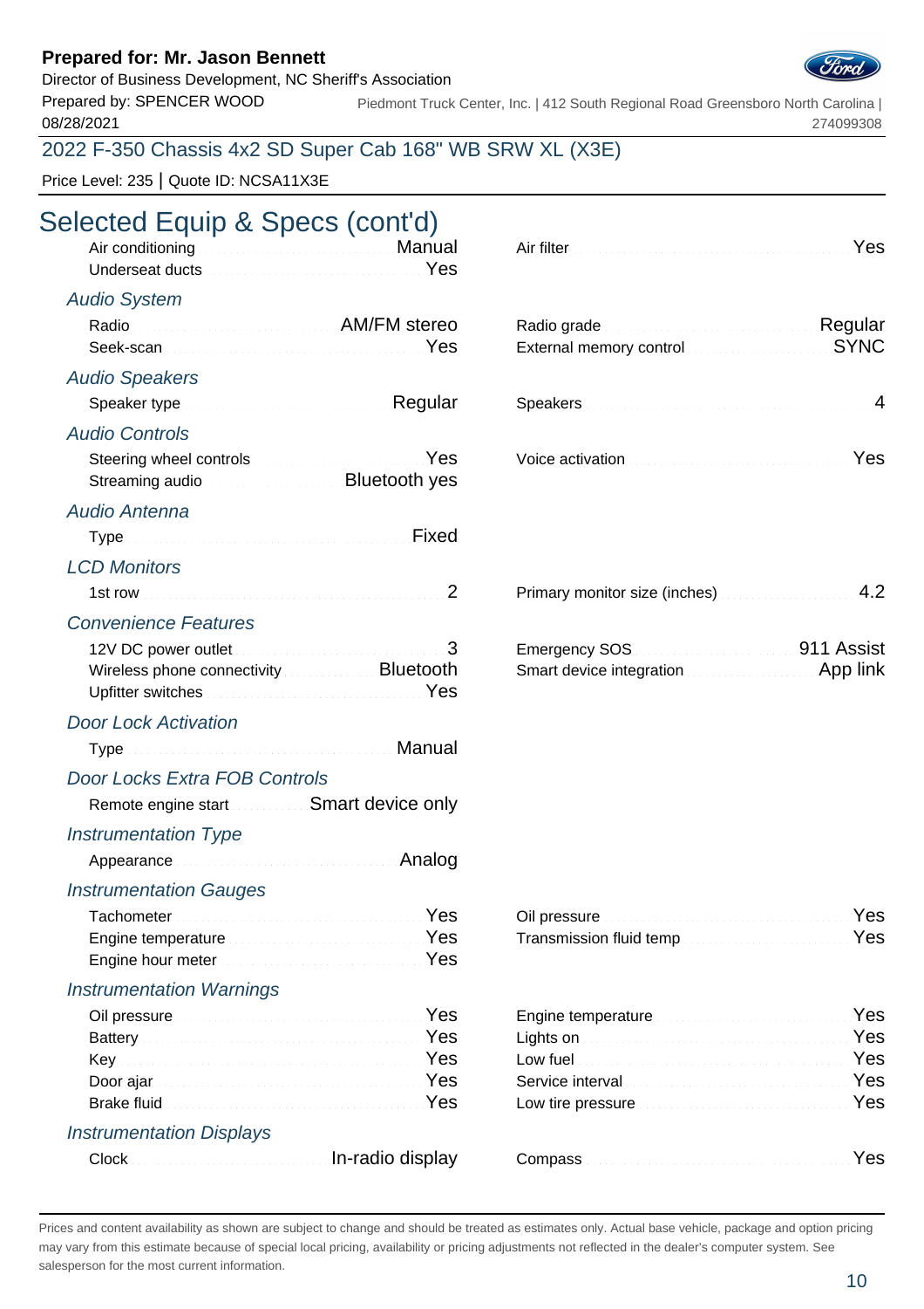**Prepared for: Mr. Jason Bennett**
Director of Business Development, NC Sheriff's Association
Prepared by: SPENCER WOOD
08/28/2021

Piedmont Truck Center, Inc. | 412 South Regional Road Greensboro North Carolina | 274099308

2022 F-350 Chassis 4x2 SD Super Cab 168" WB SRW XL (X3E)

Price Level: 235 | Quote ID: NCSA11X3E

# Selected Equip & Specs (cont'd)

| | | | |
|---|---|---|---|
| Air conditioning | Manual | Air filter | Yes |
| Underseat ducts | Yes | | |

### *Audio System*

| | | | |
|---|---|---|---|
| Radio | AM/FM stereo | Radio grade | Regular |
| Seek-scan | Yes | External memory control | SYNC |

### *Audio Speakers*

| | | | |
|---|---|---|---|
| Speaker type | Regular | Speakers | 4 |

### *Audio Controls*

| | | | |
|---|---|---|---|
| Steering wheel controls | Yes | Voice activation | Yes |
| Streaming audio | Bluetooth yes | | |

### *Audio Antenna*

| | |
|---|---|
| Type | Fixed |

### *LCD Monitors*

| | | | |
|---|---|---|---|
| 1st row | 2 | Primary monitor size (inches) | 4.2 |

### *Convenience Features*

| | | | |
|---|---|---|---|
| 12V DC power outlet | 3 | Emergency SOS | 911 Assist |
| Wireless phone connectivity | Bluetooth | Smart device integration | App link |
| Upfitter switches | Yes | | |

### *Door Lock Activation*

| | |
|---|---|
| Type | Manual |

### *Door Locks Extra FOB Controls*

| | |
|---|---|
| Remote engine start | Smart device only |

### *Instrumentation Type*

| | |
|---|---|
| Appearance | Analog |

### *Instrumentation Gauges*

| | | | |
|---|---|---|---|
| Tachometer | Yes | Oil pressure | Yes |
| Engine temperature | Yes | Transmission fluid temp | Yes |
| Engine hour meter | Yes | | |

### *Instrumentation Warnings*

| | | | |
|---|---|---|---|
| Oil pressure | Yes | Engine temperature | Yes |
| Battery | Yes | Lights on | Yes |
| Key | Yes | Low fuel | Yes |
| Door ajar | Yes | Service interval | Yes |
| Brake fluid | Yes | Low tire pressure | Yes |

### *Instrumentation Displays*

| | | | |
|---|---|---|---|
| Clock | In-radio display | Compass | Yes |

Prices and content availability as shown are subject to change and should be treated as estimates only. Actual base vehicle, package and option pricing may vary from this estimate because of special local pricing, availability or pricing adjustments not reflected in the dealer's computer system. See salesperson for the most current information.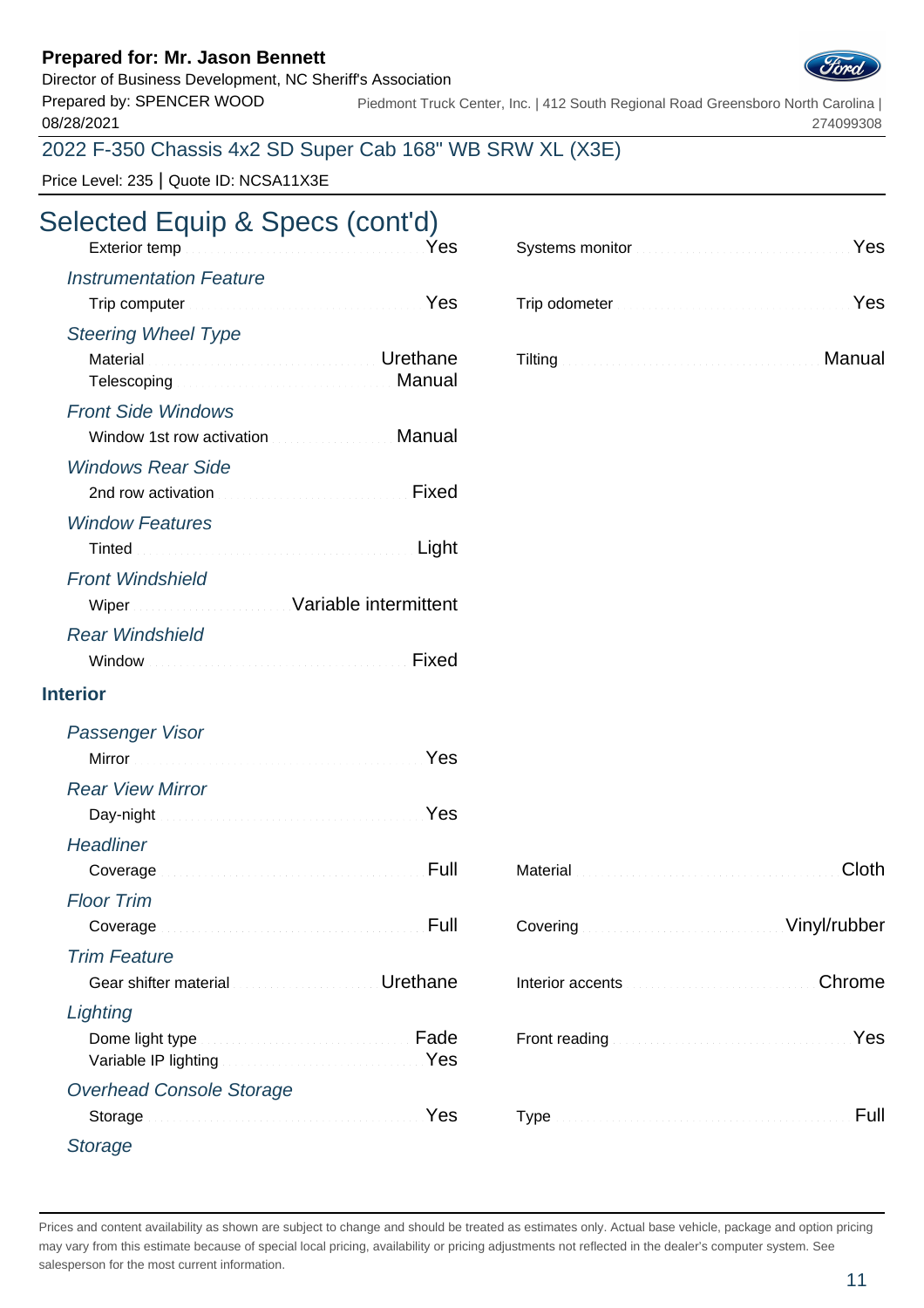## Selected Equip & Specs (cont'd)

Exterior temp ........ Yes

Systems monitor ........ Yes

*Instrumentation Feature*

Trip computer ........ Yes

Trip odometer ........ Yes

*Steering Wheel Type*

Material ........ Urethane

Telescoping ........ Manual

Tilting ........ Manual

*Front Side Windows*

Window 1st row activation ........ Manual

*Windows Rear Side*

2nd row activation ........ Fixed

*Window Features*

Tinted ........ Light

*Front Windshield*

Wiper ........ Variable intermittent

*Rear Windshield*

Window ........ Fixed

### Interior

*Passenger Visor*

Mirror ........ Yes

*Rear View Mirror*

Day-night ........ Yes

*Headliner*

Coverage ........ Full

Material ........ Cloth

*Floor Trim*

Coverage ........ Full

Covering ........ Vinyl/rubber

*Trim Feature*

Gear shifter material ........ Urethane

Interior accents ........ Chrome

*Lighting*

Dome light type ........ Fade

Variable IP lighting ........ Yes

Front reading ........ Yes

*Overhead Console Storage*

Storage ........ Yes

Type ........ Full

*Storage*

Prices and content availability as shown are subject to change and should be treated as estimates only. Actual base vehicle, package and option pricing may vary from this estimate because of special local pricing, availability or pricing adjustments not reflected in the dealer's computer system. See salesperson for the most current information.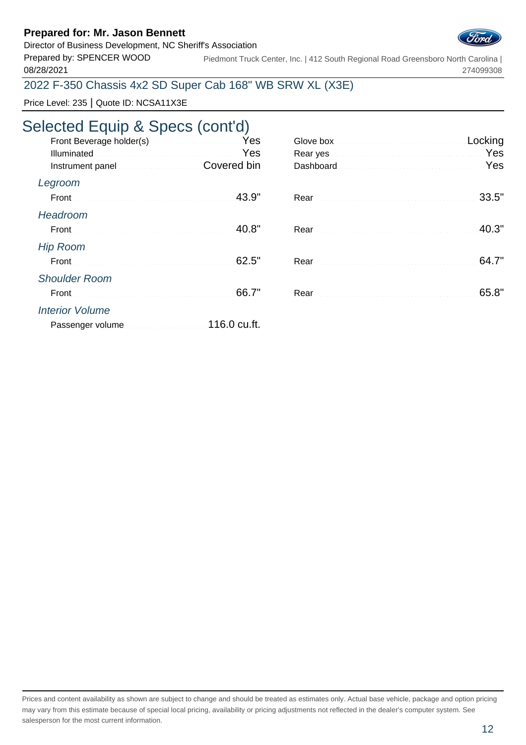**Prepared for: Mr. Jason Bennett**
Director of Business Development, NC Sheriff's Association
Prepared by: SPENCER WOOD
08/28/2021

Piedmont Truck Center, Inc. | 412 South Regional Road Greensboro North Carolina | 274099308

2022 F-350 Chassis 4x2 SD Super Cab 168" WB SRW XL (X3E)

Price Level: 235 | Quote ID: NCSA11X3E

# Selected Equip & Specs (cont'd)

| | | | |
|---|---|---|---|
| Front Beverage holder(s) | Yes | Glove box | Locking |
| Illuminated | Yes | Rear yes | Yes |
| Instrument panel | Covered bin | Dashboard | Yes |

*Legroom*

| | | | |
|---|---|---|---|
| Front | 43.9" | Rear | 33.5" |

*Headroom*

| | | | |
|---|---|---|---|
| Front | 40.8" | Rear | 40.3" |

*Hip Room*

| | | | |
|---|---|---|---|
| Front | 62.5" | Rear | 64.7" |

*Shoulder Room*

| | | | |
|---|---|---|---|
| Front | 66.7" | Rear | 65.8" |

*Interior Volume*

| | |
|---|---|
| Passenger volume | 116.0 cu.ft. |

Prices and content availability as shown are subject to change and should be treated as estimates only. Actual base vehicle, package and option pricing may vary from this estimate because of special local pricing, availability or pricing adjustments not reflected in the dealer's computer system. See salesperson for the most current information.